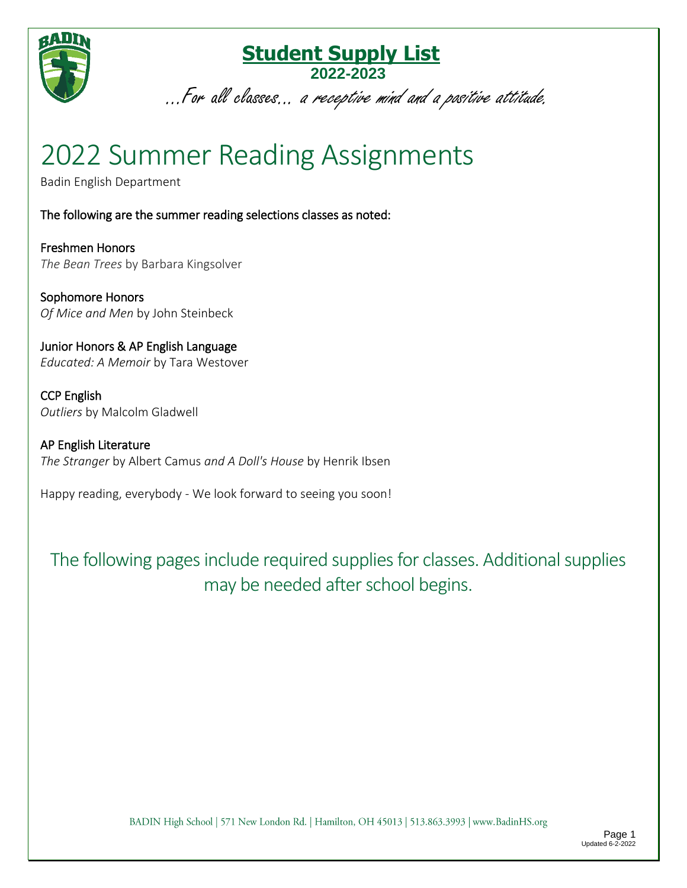# Student Supply List

**2022-2023**

*...For all classes... a receptive mind and a positive attitude.*

# 2022 Summer Reading Assignments

Badin English Department

The following are the summer reading selections classes as noted:

Freshmen Honors
*The Bean Trees* by Barbara Kingsolver

Sophomore Honors
*Of Mice and Men* by John Steinbeck

Junior Honors & AP English Language
*Educated: A Memoir* by Tara Westover

CCP English
*Outliers* by Malcolm Gladwell

AP English Literature
*The Stranger* by Albert Camus *and A Doll's House* by Henrik Ibsen

Happy reading, everybody - We look forward to seeing you soon!

## The following pages include required supplies for classes. Additional supplies may be needed after school begins.

BADIN High School | 571 New London Rd. | Hamilton, OH 45013 | 513.863.3993 | www.BadinHS.org

Updated 6-2-2022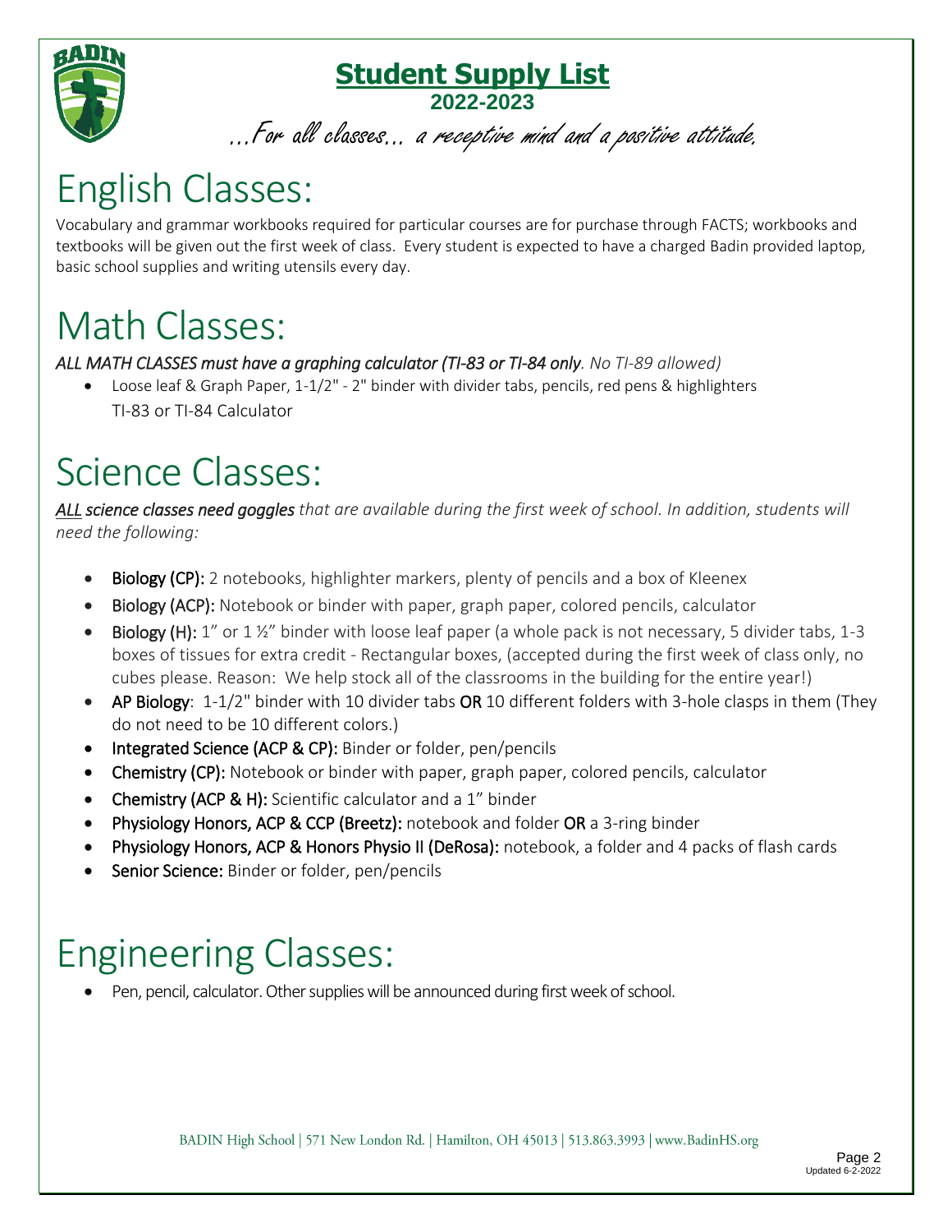# Student Supply List

**2022-2023**

*...For all classes... a receptive mind and a positive attitude.*

# English Classes:

Vocabulary and grammar workbooks required for particular courses are for purchase through FACTS; workbooks and textbooks will be given out the first week of class. Every student is expected to have a charged Badin provided laptop, basic school supplies and writing utensils every day.

# Math Classes:

***ALL MATH CLASSES must have a graphing calculator (TI-83 or TI-84 only**. No TI-89 allowed)*

- Loose leaf & Graph Paper, 1-1/2" - 2" binder with divider tabs, pencils, red pens & highlighters
  TI-83 or TI-84 Calculator

# Science Classes:

***ALL science classes need goggles** that are available during the first week of school. In addition, students will need the following:*

- **Biology (CP):** 2 notebooks, highlighter markers, plenty of pencils and a box of Kleenex
- **Biology (ACP):** Notebook or binder with paper, graph paper, colored pencils, calculator
- **Biology (H):** 1" or 1 ½" binder with loose leaf paper (a whole pack is not necessary, 5 divider tabs, 1-3 boxes of tissues for extra credit - Rectangular boxes, (accepted during the first week of class only, no cubes please. Reason: We help stock all of the classrooms in the building for the entire year!)
- **AP Biology**: 1-1/2" binder with 10 divider tabs **OR** 10 different folders with 3-hole clasps in them (They do not need to be 10 different colors.)
- **Integrated Science (ACP & CP):** Binder or folder, pen/pencils
- **Chemistry (CP):** Notebook or binder with paper, graph paper, colored pencils, calculator
- **Chemistry (ACP & H):** Scientific calculator and a 1" binder
- **Physiology Honors, ACP & CCP (Breetz):** notebook and folder **OR** a 3-ring binder
- **Physiology Honors, ACP & Honors Physio II (DeRosa):** notebook, a folder and 4 packs of flash cards
- **Senior Science:** Binder or folder, pen/pencils

# Engineering Classes:

- Pen, pencil, calculator. Other supplies will be announced during first week of school.

BADIN High School | 571 New London Rd. | Hamilton, OH 45013 | 513.863.3993 | www.BadinHS.org

Updated 6-2-2022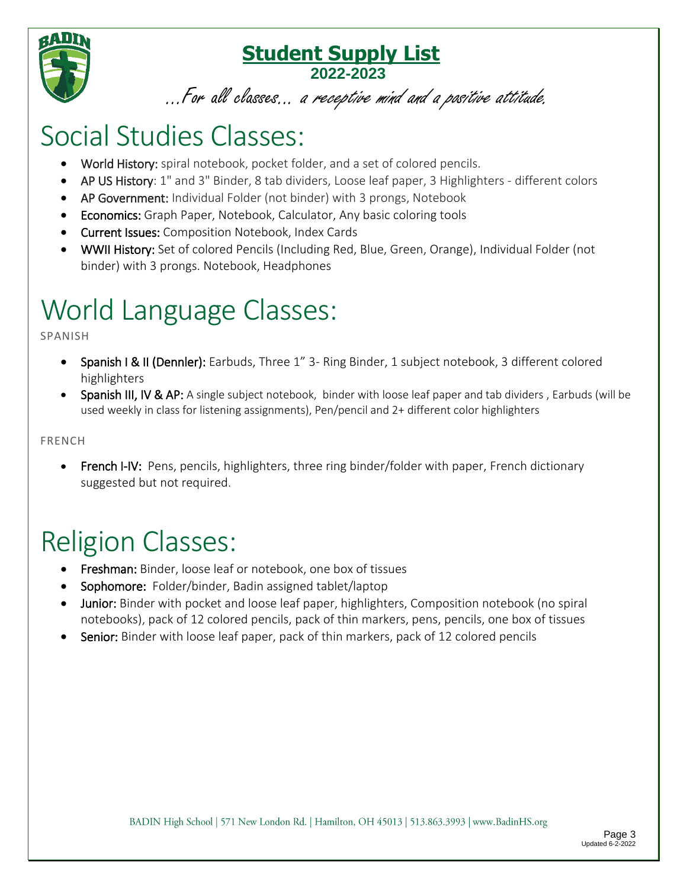# Student Supply List

**2022-2023**

*...For all classes... a receptive mind and a positive attitude.*

# Social Studies Classes:

- **World History:** spiral notebook, pocket folder, and a set of colored pencils.
- **AP US History**: 1" and 3" Binder, 8 tab dividers, Loose leaf paper, 3 Highlighters - different colors
- **AP Government:** Individual Folder (not binder) with 3 prongs, Notebook
- **Economics:** Graph Paper, Notebook, Calculator, Any basic coloring tools
- **Current Issues:** Composition Notebook, Index Cards
- **WWII History:** Set of colored Pencils (Including Red, Blue, Green, Orange), Individual Folder (not binder) with 3 prongs. Notebook, Headphones

# World Language Classes:

SPANISH

- **Spanish I & II (Dennler):** Earbuds, Three 1" 3- Ring Binder, 1 subject notebook, 3 different colored highlighters
- **Spanish III, IV & AP:** A single subject notebook, binder with loose leaf paper and tab dividers , Earbuds (will be used weekly in class for listening assignments), Pen/pencil and 2+ different color highlighters

FRENCH

- **French I-IV:** Pens, pencils, highlighters, three ring binder/folder with paper, French dictionary suggested but not required.

# Religion Classes:

- **Freshman:** Binder, loose leaf or notebook, one box of tissues
- **Sophomore:** Folder/binder, Badin assigned tablet/laptop
- **Junior:** Binder with pocket and loose leaf paper, highlighters, Composition notebook (no spiral notebooks), pack of 12 colored pencils, pack of thin markers, pens, pencils, one box of tissues
- **Senior:** Binder with loose leaf paper, pack of thin markers, pack of 12 colored pencils

BADIN High School | 571 New London Rd. | Hamilton, OH 45013 | 513.863.3993 | www.BadinHS.org

Updated 6-2-2022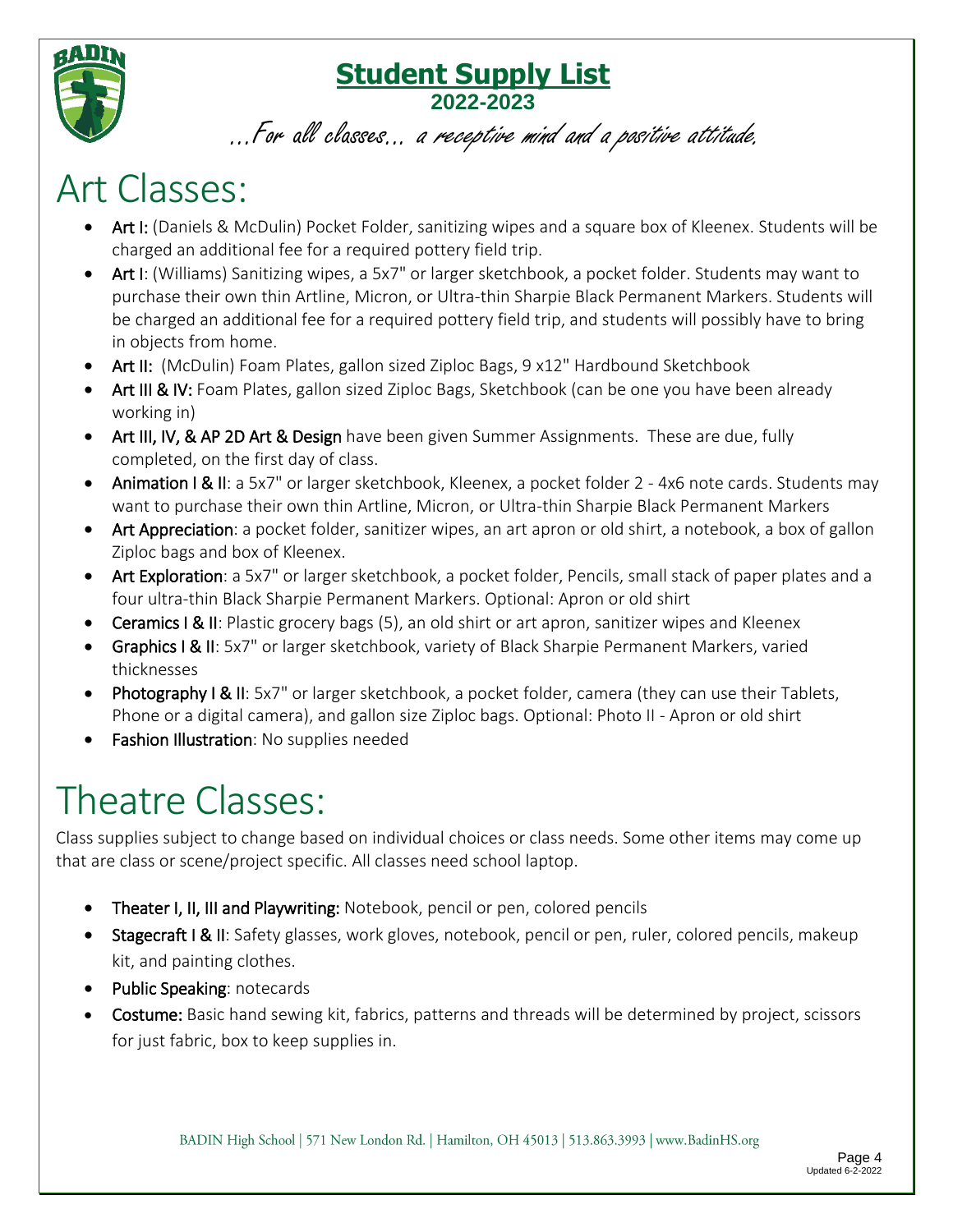# Student Supply List

**2022-2023**

*...For all classes... a receptive mind and a positive attitude.*

# Art Classes:

- **Art I:** (Daniels & McDulin) Pocket Folder, sanitizing wipes and a square box of Kleenex. Students will be charged an additional fee for a required pottery field trip.
- **Art I**: (Williams) Sanitizing wipes, a 5x7" or larger sketchbook, a pocket folder. Students may want to purchase their own thin Artline, Micron, or Ultra-thin Sharpie Black Permanent Markers. Students will be charged an additional fee for a required pottery field trip, and students will possibly have to bring in objects from home.
- **Art II:** (McDulin) Foam Plates, gallon sized Ziploc Bags, 9 x12" Hardbound Sketchbook
- **Art III & IV:** Foam Plates, gallon sized Ziploc Bags, Sketchbook (can be one you have been already working in)
- **Art III, IV, & AP 2D Art & Design** have been given Summer Assignments. These are due, fully completed, on the first day of class.
- **Animation I & II**: a 5x7" or larger sketchbook, Kleenex, a pocket folder 2 - 4x6 note cards. Students may want to purchase their own thin Artline, Micron, or Ultra-thin Sharpie Black Permanent Markers
- **Art Appreciation**: a pocket folder, sanitizer wipes, an art apron or old shirt, a notebook, a box of gallon Ziploc bags and box of Kleenex.
- **Art Exploration**: a 5x7" or larger sketchbook, a pocket folder, Pencils, small stack of paper plates and a four ultra-thin Black Sharpie Permanent Markers. Optional: Apron or old shirt
- **Ceramics I & II**: Plastic grocery bags (5), an old shirt or art apron, sanitizer wipes and Kleenex
- **Graphics I & II**: 5x7" or larger sketchbook, variety of Black Sharpie Permanent Markers, varied thicknesses
- **Photography I & II**: 5x7" or larger sketchbook, a pocket folder, camera (they can use their Tablets, Phone or a digital camera), and gallon size Ziploc bags. Optional: Photo II - Apron or old shirt
- **Fashion Illustration**: No supplies needed

# Theatre Classes:

Class supplies subject to change based on individual choices or class needs. Some other items may come up that are class or scene/project specific. All classes need school laptop.

- **Theater I, II, III and Playwriting:** Notebook, pencil or pen, colored pencils
- **Stagecraft I & II**: Safety glasses, work gloves, notebook, pencil or pen, ruler, colored pencils, makeup kit, and painting clothes.
- **Public Speaking**: notecards
- **Costume:** Basic hand sewing kit, fabrics, patterns and threads will be determined by project, scissors for just fabric, box to keep supplies in.

BADIN High School | 571 New London Rd. | Hamilton, OH 45013 | 513.863.3993 | www.BadinHS.org

Updated 6-2-2022